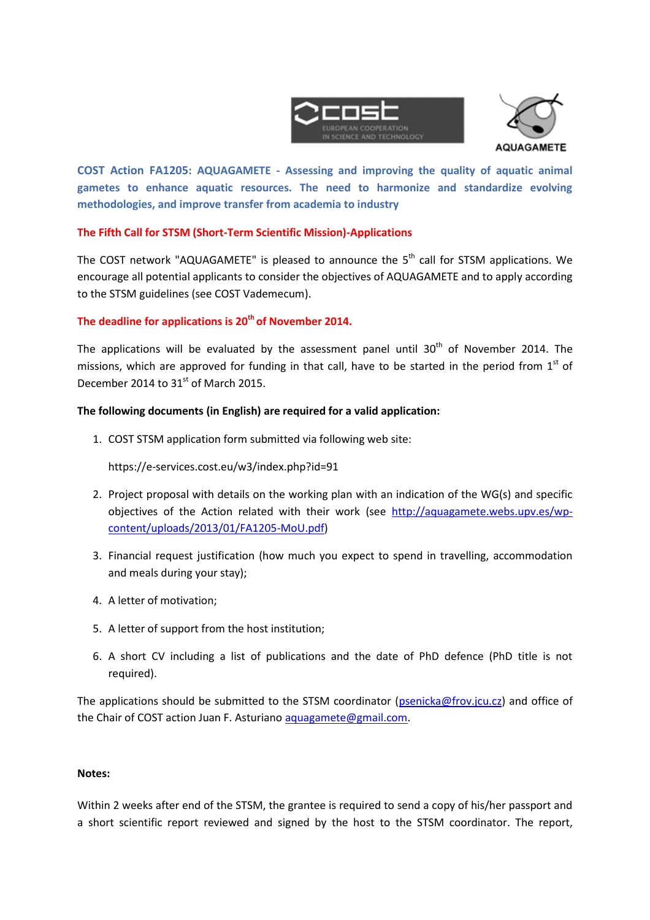COST · EUROPEAN COOPERATION IN SCIENCE AND TECHNOLOGY

AQUAGAMETE

**COST Action FA1205: AQUAGAMETE - Assessing and improving the quality of aquatic animal gametes to enhance aquatic resources. The need to harmonize and standardize evolving methodologies, and improve transfer from academia to industry**

**The Fifth Call for STSM (Short-Term Scientific Mission)-Applications**

The COST network "AQUAGAMETE" is pleased to announce the 5th call for STSM applications. We encourage all potential applicants to consider the objectives of AQUAGAMETE and to apply according to the STSM guidelines (see COST Vademecum).

**The deadline for applications is 20th of November 2014.**

The applications will be evaluated by the assessment panel until 30th of November 2014. The missions, which are approved for funding in that call, have to be started in the period from 1st of December 2014 to 31st of March 2015.

**The following documents (in English) are required for a valid application:**

1. COST STSM application form submitted via following web site:

   https://e-services.cost.eu/w3/index.php?id=91

2. Project proposal with details on the working plan with an indication of the WG(s) and specific objectives of the Action related with their work (see http://aquagamete.webs.upv.es/wp-content/uploads/2013/01/FA1205-MoU.pdf)

3. Financial request justification (how much you expect to spend in travelling, accommodation and meals during your stay);

4. A letter of motivation;

5. A letter of support from the host institution;

6. A short CV including a list of publications and the date of PhD defence (PhD title is not required).

The applications should be submitted to the STSM coordinator (psenicka@frov.jcu.cz) and office of the Chair of COST action Juan F. Asturiano aquagamete@gmail.com.

**Notes:**

Within 2 weeks after end of the STSM, the grantee is required to send a copy of his/her passport and a short scientific report reviewed and signed by the host to the STSM coordinator. The report,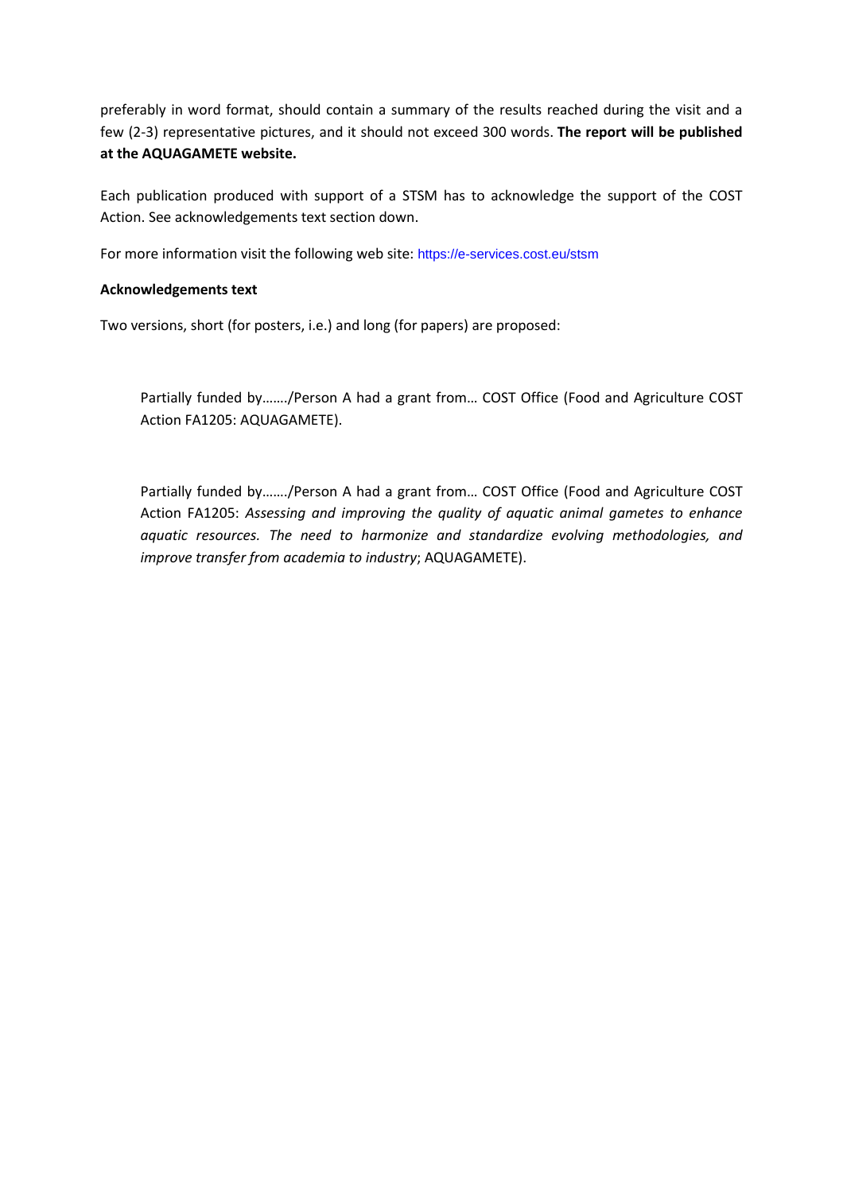preferably in word format, should contain a summary of the results reached during the visit and a few (2-3) representative pictures, and it should not exceed 300 words. **The report will be published at the AQUAGAMETE website.**

Each publication produced with support of a STSM has to acknowledge the support of the COST Action. See acknowledgements text section down.

For more information visit the following web site: https://e-services.cost.eu/stsm

**Acknowledgements text**

Two versions, short (for posters, i.e.) and long (for papers) are proposed:

> Partially funded by……./Person A had a grant from… COST Office (Food and Agriculture COST Action FA1205: AQUAGAMETE).

> Partially funded by……./Person A had a grant from… COST Office (Food and Agriculture COST Action FA1205: *Assessing and improving the quality of aquatic animal gametes to enhance aquatic resources. The need to harmonize and standardize evolving methodologies, and improve transfer from academia to industry*; AQUAGAMETE).